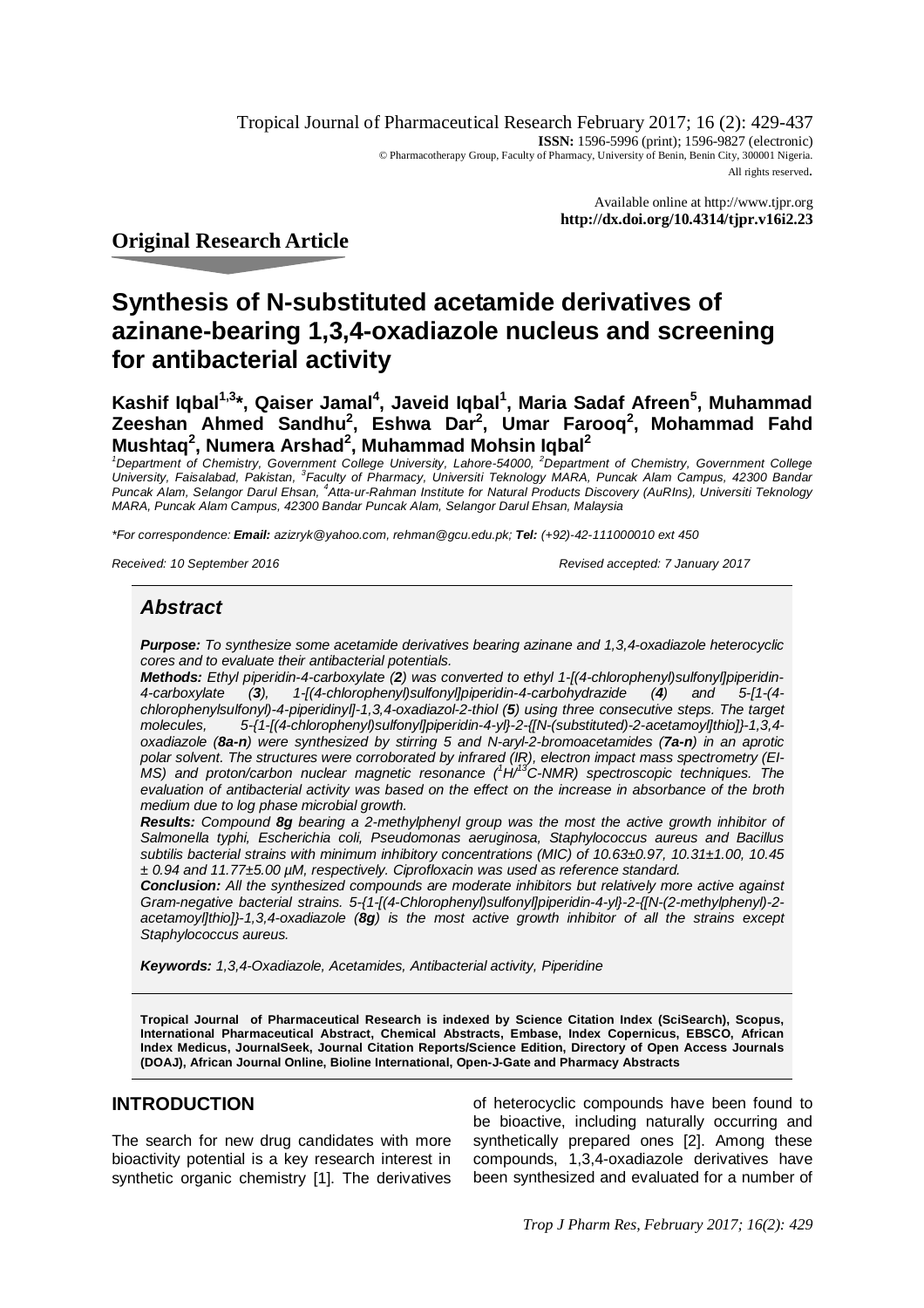Tropical Journal of Pharmaceutical Research February 2017; 16 (2): 429-437

**ISSN:** 1596-5996 (print); 1596-9827 (electronic)

© Pharmacotherapy Group, Faculty of Pharmacy, University of Benin, Benin City, 300001 Nigeria.

All rights reserved.

Available online at http://www.tjpr.org

**http://dx.doi.org/10.4314/tjpr.v16i2.23**

## Original Research Article

# Synthesis of N-substituted acetamide derivatives of azinane-bearing 1,3,4-oxadiazole nucleus and screening for antibacterial activity

**Kashif Iqbal[1,3]\*, Qaiser Jamal[4], Javeid Iqbal[1], Maria Sadaf Afreen[5], Muhammad Zeeshan Ahmed Sandhu[2], Eshwa Dar[2], Umar Farooq[2], Mohammad Fahd Mushtaq[2], Numera Arshad[2], Muhammad Mohsin Iqbal[2]**

*[1]Department of Chemistry, Government College University, Lahore-54000, [2]Department of Chemistry, Government College University, Faisalabad, Pakistan, [3]Faculty of Pharmacy, Universiti Teknology MARA, Puncak Alam Campus, 42300 Bandar Puncak Alam, Selangor Darul Ehsan, [4]Atta-ur-Rahman Institute for Natural Products Discovery (AuRIns), Universiti Teknology MARA, Puncak Alam Campus, 42300 Bandar Puncak Alam, Selangor Darul Ehsan, Malaysia*

*\*For correspondence: **Email:** azizryk@yahoo.com, rehman@gcu.edu.pk; **Tel:** (+92)-42-111000010 ext 450*

*Received: 10 September 2016* *Revised accepted: 7 January 2017*

## *Abstract*

***Purpose:*** *To synthesize some acetamide derivatives bearing azinane and 1,3,4-oxadiazole heterocyclic cores and to evaluate their antibacterial potentials.*

***Methods:*** *Ethyl piperidin-4-carboxylate (**2**) was converted to ethyl 1-[(4-chlorophenyl)sulfonyl]piperidin-4-carboxylate (**3**), 1-[(4-chlorophenyl)sulfonyl]piperidin-4-carbohydrazide (**4**) and 5-[1-(4-chlorophenylsulfonyl)-4-piperidinyl]-1,3,4-oxadiazol-2-thiol (**5**) using three consecutive steps. The target molecules, 5-{1-[(4-chlorophenyl)sulfonyl]piperidin-4-yl}-2-{[N-(substituted)-2-acetamoyl]thio]}-1,3,4-oxadiazole (**8a-n**) were synthesized by stirring 5 and N-aryl-2-bromoacetamides (**7a-n**) in an aprotic polar solvent. The structures were corroborated by infrared (IR), electron impact mass spectrometry (EI-MS) and proton/carbon nuclear magnetic resonance ($^{1}H/^{13}C$-NMR) spectroscopic techniques. The evaluation of antibacterial activity was based on the effect on the increase in absorbance of the broth medium due to log phase microbial growth.*

***Results:*** *Compound **8g** bearing a 2-methylphenyl group was the most the active growth inhibitor of Salmonella typhi, Escherichia coli, Pseudomonas aeruginosa, Staphylococcus aureus and Bacillus subtilis bacterial strains with minimum inhibitory concentrations (MIC) of 10.63±0.97, 10.31±1.00, 10.45 ± 0.94 and 11.77±5.00 μM, respectively. Ciprofloxacin was used as reference standard.*

***Conclusion:*** *All the synthesized compounds are moderate inhibitors but relatively more active against Gram-negative bacterial strains. 5-{1-[(4-Chlorophenyl)sulfonyl]piperidin-4-yl}-2-{[N-(2-methylphenyl)-2-acetamoyl]thio]}-1,3,4-oxadiazole (**8g**) is the most active growth inhibitor of all the strains except Staphylococcus aureus.*

***Keywords:*** *1,3,4-Oxadiazole, Acetamides, Antibacterial activity, Piperidine*

**Tropical Journal of Pharmaceutical Research is indexed by Science Citation Index (SciSearch), Scopus, International Pharmaceutical Abstract, Chemical Abstracts, Embase, Index Copernicus, EBSCO, African Index Medicus, JournalSeek, Journal Citation Reports/Science Edition, Directory of Open Access Journals (DOAJ), African Journal Online, Bioline International, Open-J-Gate and Pharmacy Abstracts**

## INTRODUCTION

The search for new drug candidates with more bioactivity potential is a key research interest in synthetic organic chemistry [1]. The derivatives of heterocyclic compounds have been found to be bioactive, including naturally occurring and synthetically prepared ones [2]. Among these compounds, 1,3,4-oxadiazole derivatives have been synthesized and evaluated for a number of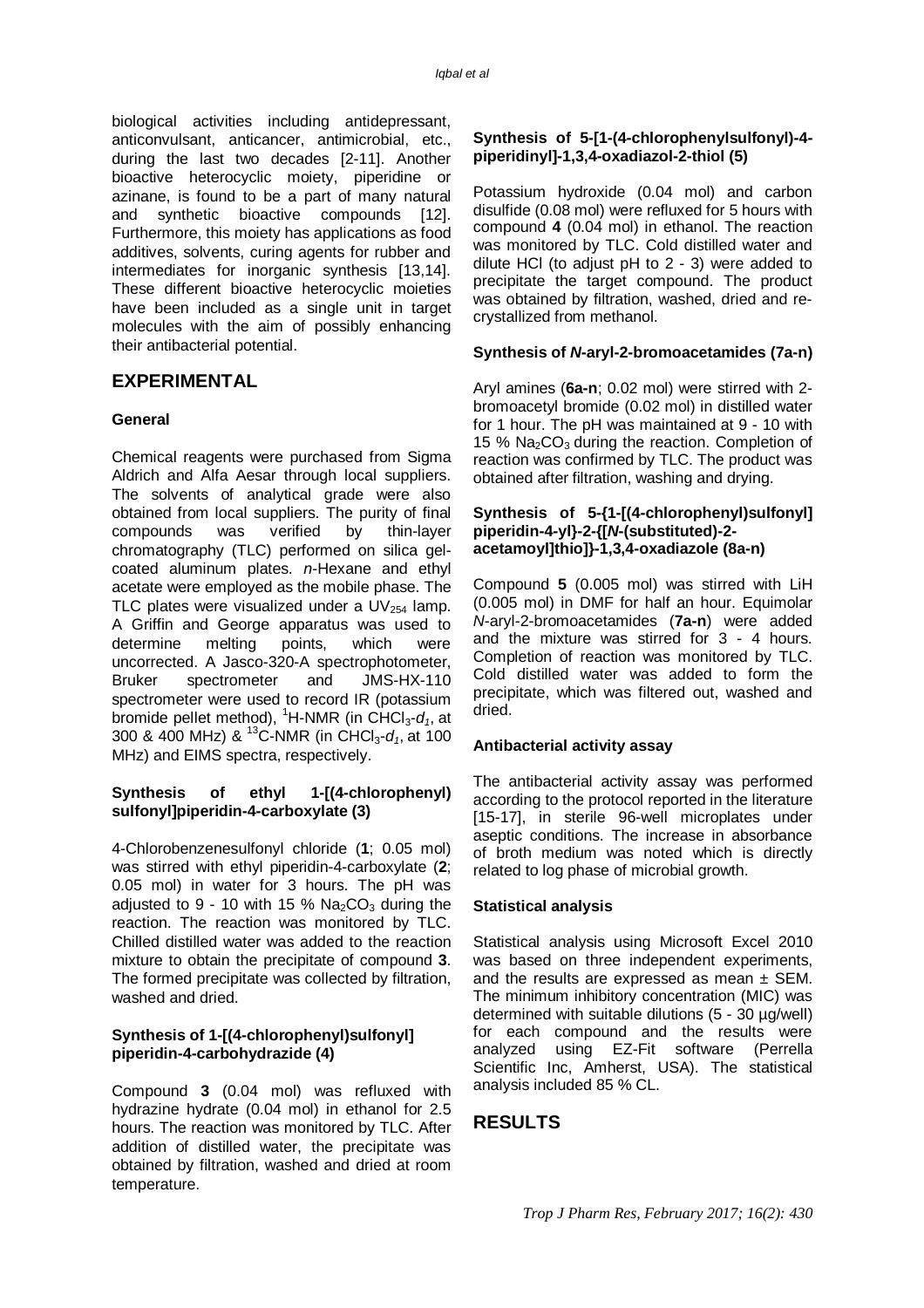biological activities including antidepressant, anticonvulsant, anticancer, antimicrobial, etc., during the last two decades [2-11]. Another bioactive heterocyclic moiety, piperidine or azinane, is found to be a part of many natural and synthetic bioactive compounds [12]. Furthermore, this moiety has applications as food additives, solvents, curing agents for rubber and intermediates for inorganic synthesis [13,14]. These different bioactive heterocyclic moieties have been included as a single unit in target molecules with the aim of possibly enhancing their antibacterial potential.

## EXPERIMENTAL

### General

Chemical reagents were purchased from Sigma Aldrich and Alfa Aesar through local suppliers. The solvents of analytical grade were also obtained from local suppliers. The purity of final compounds was verified by thin-layer chromatography (TLC) performed on silica gel-coated aluminum plates. *n*-Hexane and ethyl acetate were employed as the mobile phase. The TLC plates were visualized under a $UV_{254}$ lamp. A Griffin and George apparatus was used to determine melting points, which were uncorrected. A Jasco-320-A spectrophotometer, Bruker spectrometer and JMS-HX-110 spectrometer were used to record IR (potassium bromide pellet method), $^1$H-NMR (in $CHCl_3$-$d_1$, at 300 & 400 MHz) & $^{13}$C-NMR (in $CHCl_3$-$d_1$, at 100 MHz) and EIMS spectra, respectively.

### Synthesis of ethyl 1-[(4-chlorophenyl) sulfonyl]piperidin-4-carboxylate (3)

4-Chlorobenzenesulfonyl chloride (**1**; 0.05 mol) was stirred with ethyl piperidin-4-carboxylate (**2**; 0.05 mol) in water for 3 hours. The pH was adjusted to 9 - 10 with 15 % $Na_2CO_3$ during the reaction. The reaction was monitored by TLC. Chilled distilled water was added to the reaction mixture to obtain the precipitate of compound **3**. The formed precipitate was collected by filtration, washed and dried.

### Synthesis of 1-[(4-chlorophenyl)sulfonyl] piperidin-4-carbohydrazide (4)

Compound **3** (0.04 mol) was refluxed with hydrazine hydrate (0.04 mol) in ethanol for 2.5 hours. The reaction was monitored by TLC. After addition of distilled water, the precipitate was obtained by filtration, washed and dried at room temperature.

### Synthesis of 5-[1-(4-chlorophenylsulfonyl)-4-piperidinyl]-1,3,4-oxadiazol-2-thiol (5)

Potassium hydroxide (0.04 mol) and carbon disulfide (0.08 mol) were refluxed for 5 hours with compound **4** (0.04 mol) in ethanol. The reaction was monitored by TLC. Cold distilled water and dilute HCl (to adjust pH to 2 - 3) were added to precipitate the target compound. The product was obtained by filtration, washed, dried and re-crystallized from methanol.

### Synthesis of *N*-aryl-2-bromoacetamides (7a-n)

Aryl amines (**6a-n**; 0.02 mol) were stirred with 2-bromoacetyl bromide (0.02 mol) in distilled water for 1 hour. The pH was maintained at 9 - 10 with 15 % $Na_2CO_3$ during the reaction. Completion of reaction was confirmed by TLC. The product was obtained after filtration, washing and drying.

### Synthesis of 5-{1-[(4-chlorophenyl)sulfonyl] piperidin-4-yl}-2-{[*N*-(substituted)-2-acetamoyl]thio]}-1,3,4-oxadiazole (8a-n)

Compound **5** (0.005 mol) was stirred with LiH (0.005 mol) in DMF for half an hour. Equimolar *N*-aryl-2-bromoacetamides (**7a-n**) were added and the mixture was stirred for 3 - 4 hours. Completion of reaction was monitored by TLC. Cold distilled water was added to form the precipitate, which was filtered out, washed and dried.

### Antibacterial activity assay

The antibacterial activity assay was performed according to the protocol reported in the literature [15-17], in sterile 96-well microplates under aseptic conditions. The increase in absorbance of broth medium was noted which is directly related to log phase of microbial growth.

### Statistical analysis

Statistical analysis using Microsoft Excel 2010 was based on three independent experiments, and the results are expressed as mean ± SEM. The minimum inhibitory concentration (MIC) was determined with suitable dilutions (5 - 30 µg/well) for each compound and the results were analyzed using EZ-Fit software (Perrella Scientific Inc, Amherst, USA). The statistical analysis included 85 % CL.

## RESULTS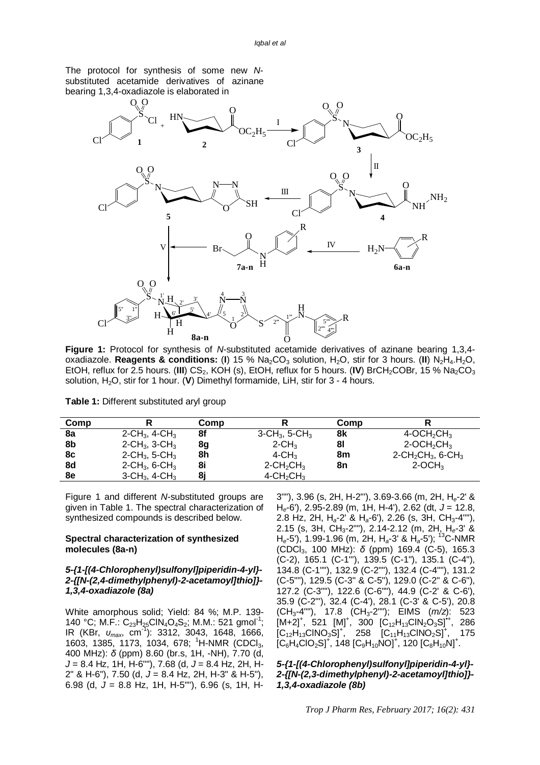The protocol for synthesis of some new *N*-substituted acetamide derivatives of azinane bearing 1,3,4-oxadiazole is elaborated in Figure 1 and different *N*-substituted groups are given in Table 1. The spectral characterization of synthesized compounds is described below.

**Figure 1:** Protocol for synthesis of *N*-substituted acetamide derivatives of azinane bearing 1,3,4-oxadiazole. **Reagents & conditions:** (**I**) 15 % $Na_2CO_3$ solution, $H_2O$, stir for 3 hours. (**II**) $N_2H_4.H_2O$, EtOH, reflux for 2.5 hours. (**III**) $CS_2$, KOH (s), EtOH, reflux for 5 hours. (**IV**) $BrCH_2COBr$, 15 % $Na_2CO_3$ solution, $H_2O$, stir for 1 hour. (**V**) Dimethyl formamide, LiH, stir for 3 - 4 hours.

**Table 1:** Different substituted aryl group

| Comp | R | Comp | R | Comp | R |
|---|---|---|---|---|---|
| **8a** | 2-$CH_3$, 4-$CH_3$ | **8f** | 3-$CH_3$, 5-$CH_3$ | **8k** | 4-$OCH_2CH_3$ |
| **8b** | 2-$CH_3$, 3-$CH_3$ | **8g** | 2-$CH_3$ | **8l** | 2-$OCH_2CH_3$ |
| **8c** | 2-$CH_3$, 5-$CH_3$ | **8h** | 4-$CH_3$ | **8m** | 2-$CH_2CH_3$, 6-$CH_3$ |
| **8d** | 2-$CH_3$, 6-$CH_3$ | **8i** | 2-$CH_2CH_3$ | **8n** | 2-$OCH_3$ |
| **8e** | 3-$CH_3$, 4-$CH_3$ | **8j** | 4-$CH_2CH_3$ | | |

### Spectral characterization of synthesized molecules (8a-n)

#### *5-{1-[(4-Chlorophenyl)sulfonyl]piperidin-4-yl}-2-{[N-(2,4-dimethylphenyl)-2-acetamoyl]thio]}-1,3,4-oxadiazole (8a)*

White amorphous solid; Yield: 84 %; M.P. 139-140 °C; M.F.: $C_{23}H_{25}ClN_4O_4S_2$; M.M.: 521 gmol$^{-1}$; IR (KBr, $\upsilon_{max}$, cm$^{-1}$): 3312, 3043, 1648, 1666, 1603, 1385, 1173, 1034, 678; $^1$H-NMR ($CDCl_3$, 400 MHz): δ (ppm) 8.60 (br.s, 1H, -NH), 7.70 (d, *J* = 8.4 Hz, 1H, H-6''''), 7.68 (d, *J* = 8.4 Hz, 2H, H-2'' & H-6''), 7.50 (d, *J* = 8.4 Hz, 2H, H-3'' & H-5''), 6.98 (d, *J* = 8.8 Hz, 1H, H-5''''), 6.96 (s, 1H, H-3''''), 3.96 (s, 2H, H-2'''), 3.69-3.66 (m, 2H, $H_e$-2' & $H_e$-6'), 2.95-2.89 (m, 1H, H-4'), 2.62 (dt, *J* = 12.8, 2.8 Hz, 2H, $H_a$-2' & $H_a$-6'), 2.26 (s, 3H, $CH_3$-4''''), 2.15 (s, 3H, $CH_3$-2''''), 2.14-2.12 (m, 2H, $H_e$-3' & $H_e$-5'), 1.99-1.96 (m, 2H, $H_a$-3' & $H_a$-5'); $^{13}$C-NMR ($CDCl_3$, 100 MHz): δ (ppm) 169.4 (C-5), 165.3 (C-2), 165.1 (C-1'''), 139.5 (C-1''), 135.1 (C-4''), 134.8 (C-1''''), 132.9 (C-2''''), 132.4 (C-4''''), 131.2 (C-5''''), 129.5 (C-3'' & C-5''), 129.0 (C-2'' & C-6''), 127.2 (C-3''''), 122.6 (C-6''''), 44.9 (C-2' & C-6'), 35.9 (C-2'''), 32.4 (C-4'), 28.1 (C-3' & C-5'), 20.8 ($CH_3$-4''''), 17.8 ($CH_3$-2''''); EIMS (*m/z*): 523 $[M+2]^+$, 521 $[M]^+$, 300 $[C_{12}H_{13}ClN_2O_3S]^{•+}$, 286 $[C_{12}H_{13}ClNO_3S]^+$, 258 $[C_{11}H_{13}ClNO_2S]^+$, 175 $[C_6H_4ClO_2S]^+$, 148 $[C_9H_{10}NO]^+$, 120 $[C_8H_{10}N]^+$.

#### *5-{1-[(4-Chlorophenyl)sulfonyl]piperidin-4-yl}-2-{[N-(2,3-dimethylphenyl)-2-acetamoyl]thio]}-1,3,4-oxadiazole (8b)*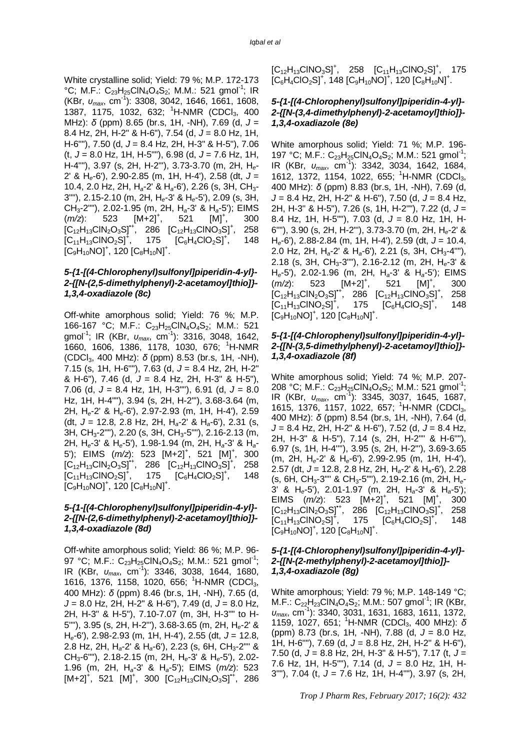White crystalline solid; Yield: 79 %; M.P. 172-173 °C; M.F.: $C_{23}H_{25}ClN_4O_4S_2$; M.M.: 521 gmol$^{-1}$; IR (KBr, $υ_{max}$, cm$^{-1}$): 3308, 3042, 1646, 1661, 1608, 1387, 1175, 1032, 632; $^1$H-NMR ($CDCl_3$, 400 MHz): *δ* (ppm) 8.65 (br.s, 1H, -NH), 7.69 (d, *J* = 8.4 Hz, 2H, H-2" & H-6"), 7.54 (d, *J* = 8.0 Hz, 1H, H-6""), 7.50 (d, *J* = 8.4 Hz, 2H, H-3" & H-5"), 7.06 (t, *J* = 8.0 Hz, 1H, H-5""), 6.98 (d, *J* = 7.6 Hz, 1H, H-4""), 3.97 (s, 2H, H-2'"), 3.73-3.70 (m, 2H, $H_e$-2' & $H_e$-6'), 2.90-2.85 (m, 1H, H-4'), 2.58 (dt, *J* = 10.4, 2.0 Hz, 2H, $H_a$-2' & $H_a$-6'), 2.26 (s, 3H, $CH_3$-3""), 2.15-2.10 (m, 2H, $H_e$-3' & $H_e$-5'), 2.09 (s, 3H, $CH_3$-2""), 2.02-1.95 (m, 2H, $H_a$-3' & $H_a$-5'); EIMS (*m/z*): 523 $[M+2]^+$, 521 $[M]^+$, 300 $[C_{12}H_{13}ClN_2O_3S]^{•+}$, 286 $[C_{12}H_{13}ClNO_3S]^+$, 258 $[C_{11}H_{13}ClNO_2S]^+$, 175 $[C_6H_4ClO_2S]^+$, 148 $[C_9H_{10}NO]^+$, 120 $[C_8H_{10}N]^+$.

### *5-{1-[(4-Chlorophenyl)sulfonyl]piperidin-4-yl}-2-{[N-(2,5-dimethylphenyl)-2-acetamoyl]thio]}-1,3,4-oxadiazole (8c)*

Off-white amorphous solid; Yield: 76 %; M.P. 166-167 °C; M.F.: $C_{23}H_{25}ClN_4O_4S_2$; M.M.: 521 gmol$^{-1}$; IR (KBr, $υ_{max}$, cm$^{-1}$): 3316, 3048, 1642, 1660, 1606, 1386, 1178, 1030, 676; $^1$H-NMR ($CDCl_3$, 400 MHz): *δ* (ppm) 8.53 (br.s, 1H, -NH), 7.15 (s, 1H, H-6""), 7.63 (d, *J* = 8.4 Hz, 2H, H-2" & H-6"), 7.46 (d, *J* = 8.4 Hz, 2H, H-3" & H-5"), 7.06 (d, *J* = 8.4 Hz, 1H, H-3""), 6.91 (d, *J* = 8.0 Hz, 1H, H-4""), 3.94 (s, 2H, H-2'"), 3.68-3.64 (m, 2H, $H_e$-2' & $H_e$-6'), 2.97-2.93 (m, 1H, H-4'), 2.59 (dt, *J* = 12.8, 2.8 Hz, 2H, $H_a$-2' & $H_a$-6'), 2.31 (s, 3H, $CH_3$-2""), 2.20 (s, 3H, $CH_3$-5""), 2.16-2.13 (m, 2H, $H_e$-3' & $H_e$-5'), 1.98-1.94 (m, 2H, $H_a$-3' & $H_a$-5'); EIMS (*m/z*): 523 $[M+2]^+$, 521 $[M]^+$, 300 $[C_{12}H_{13}ClN_2O_3S]^{•+}$, 286 $[C_{12}H_{13}ClNO_3S]^+$, 258 $[C_{11}H_{13}ClNO_2S]^+$, 175 $[C_6H_4ClO_2S]^+$, 148 $[C_9H_{10}NO]^+$, 120 $[C_8H_{10}N]^+$.

### *5-{1-[(4-Chlorophenyl)sulfonyl]piperidin-4-yl}-2-{[N-(2,6-dimethylphenyl)-2-acetamoyl]thio]}-1,3,4-oxadiazole (8d)*

Off-white amorphous solid; Yield: 86 %; M.P. 96-97 °C; M.F.: $C_{23}H_{25}ClN_4O_4S_2$; M.M.: 521 gmol$^{-1}$; IR (KBr, $υ_{max}$, cm$^{-1}$): 3346, 3038, 1644, 1680, 1616, 1376, 1158, 1020, 656; $^1$H-NMR ($CDCl_3$, 400 MHz): *δ* (ppm) 8.46 (br.s, 1H, -NH), 7.65 (d, *J* = 8.0 Hz, 2H, H-2" & H-6"), 7.49 (d, *J* = 8.0 Hz, 2H, H-3" & H-5"), 7.10-7.07 (m, 3H, H-3"" to H-5""), 3.95 (s, 2H, H-2'"), 3.68-3.65 (m, 2H, $H_e$-2' & $H_e$-6'), 2.98-2.93 (m, 1H, H-4'), 2.55 (dt, *J* = 12.8, 2.8 Hz, 2H, $H_a$-2' & $H_a$-6'), 2.23 (s, 6H, $CH_3$-2"" & $CH_3$-6""), 2.18-2.15 (m, 2H, $H_e$-3' & $H_e$-5'), 2.02-1.96 (m, 2H, $H_a$-3' & $H_a$-5'); EIMS (*m/z*): 523 $[M+2]^+$, 521 $[M]^+$, 300 $[C_{12}H_{13}ClN_2O_3S]^{•+}$, 286 $[C_{12}H_{13}ClNO_3S]^+$, 258 $[C_{11}H_{13}ClNO_2S]^+$, 175 $[C_6H_4ClO_2S]^+$, 148 $[C_9H_{10}NO]^+$, 120 $[C_8H_{10}N]^+$.

### *5-{1-[(4-Chlorophenyl)sulfonyl]piperidin-4-yl}-2-{[N-(3,4-dimethylphenyl)-2-acetamoyl]thio]}-1,3,4-oxadiazole (8e)*

White amorphous solid; Yield: 71 %; M.P. 196-197 °C; M.F.: $C_{23}H_{25}ClN_4O_4S_2$; M.M.: 521 gmol$^{-1}$; IR (KBr, $υ_{max}$, cm$^{-1}$): 3342, 3034, 1642, 1684, 1612, 1372, 1154, 1022, 655; $^1$H-NMR ($CDCl_3$, 400 MHz): *δ* (ppm) 8.83 (br.s, 1H, -NH), 7.69 (d, *J* = 8.4 Hz, 2H, H-2" & H-6"), 7.50 (d, *J* = 8.4 Hz, 2H, H-3" & H-5"), 7.26 (s, 1H, H-2""), 7.22 (d, *J* = 8.4 Hz, 1H, H-5""), 7.03 (d, *J* = 8.0 Hz, 1H, H-6""), 3.90 (s, 2H, H-2'"), 3.73-3.70 (m, 2H, $H_e$-2' & $H_e$-6'), 2.88-2.84 (m, 1H, H-4'), 2.59 (dt, *J* = 10.4, 2.0 Hz, 2H, $H_a$-2' & $H_a$-6'), 2.21 (s, 3H, $CH_3$-4""), 2.18 (s, 3H, $CH_3$-3""), 2.16-2.12 (m, 2H, $H_e$-3' & $H_e$-5'), 2.02-1.96 (m, 2H, $H_a$-3' & $H_a$-5'); EIMS (*m/z*): 523 $[M+2]^+$, 521 $[M]^+$, 300 $[C_{12}H_{13}ClN_2O_3S]^{•+}$, 286 $[C_{12}H_{13}ClNO_3S]^+$, 258 $[C_{11}H_{13}ClNO_2S]^+$, 175 $[C_6H_4ClO_2S]^+$, 148 $[C_9H_{10}NO]^+$, 120 $[C_8H_{10}N]^+$.

### *5-{1-[(4-Chlorophenyl)sulfonyl]piperidin-4-yl}-2-{[N-(3,5-dimethylphenyl)-2-acetamoyl]thio]}-1,3,4-oxadiazole (8f)*

White amorphous solid; Yield: 74 %; M.P. 207-208 °C; M.F.: $C_{23}H_{25}ClN_4O_4S_2$; M.M.: 521 gmol$^{-1}$; IR (KBr, $υ_{max}$, cm$^{-1}$): 3345, 3037, 1645, 1687, 1615, 1376, 1157, 1022, 657; $^1$H-NMR ($CDCl_3$, 400 MHz): *δ* (ppm) 8.54 (br.s, 1H, -NH), 7.64 (d, *J* = 8.4 Hz, 2H, H-2" & H-6"), 7.52 (d, *J* = 8.4 Hz, 2H, H-3" & H-5"), 7.14 (s, 2H, H-2"" & H-6""), 6.97 (s, 1H, H-4""), 3.95 (s, 2H, H-2'"), 3.69-3.65 (m, 2H, $H_e$-2' & $H_e$-6'), 2.99-2.95 (m, 1H, H-4'), 2.57 (dt, *J* = 12.8, 2.8 Hz, 2H, $H_a$-2' & $H_a$-6'), 2.28 (s, 6H, $CH_3$-3"" & $CH_3$-5""), 2.19-2.16 (m, 2H, $H_e$-3' & $H_e$-5'), 2.01-1.97 (m, 2H, $H_a$-3' & $H_a$-5'); EIMS (*m/z*): 523 $[M+2]^+$, 521 $[M]^+$, 300 $[C_{12}H_{13}ClN_2O_3S]^{•+}$, 286 $[C_{12}H_{13}ClNO_3S]^+$, 258 $[C_{11}H_{13}ClNO_2S]^+$, 175 $[C_6H_4ClO_2S]^+$, 148 $[C_9H_{10}NO]^+$, 120 $[C_8H_{10}N]^+$.

### *5-{1-[(4-Chlorophenyl)sulfonyl]piperidin-4-yl}-2-{[N-(2-methylphenyl)-2-acetamoyl]thio]}-1,3,4-oxadiazole (8g)*

White amorphous; Yield: 79 %; M.P. 148-149 °C; M.F.: $C_{22}H_{23}ClN_4O_4S_2$; M.M.: 507 gmol$^{-1}$; IR (KBr, $υ_{max}$, cm$^{-1}$): 3340, 3031, 1631, 1683, 1611, 1372, 1159, 1027, 651; $^1$H-NMR ($CDCl_3$, 400 MHz): *δ* (ppm) 8.73 (br.s, 1H, -NH), 7.88 (d, *J* = 8.0 Hz, 1H, H-6""), 7.69 (d, *J* = 8.8 Hz, 2H, H-2" & H-6"), 7.50 (d, *J* = 8.8 Hz, 2H, H-3" & H-5"), 7.17 (t, *J* = 7.6 Hz, 1H, H-5""), 7.14 (d, *J* = 8.0 Hz, 1H, H-3""), 7.04 (t, *J* = 7.6 Hz, 1H, H-4""), 3.97 (s, 2H,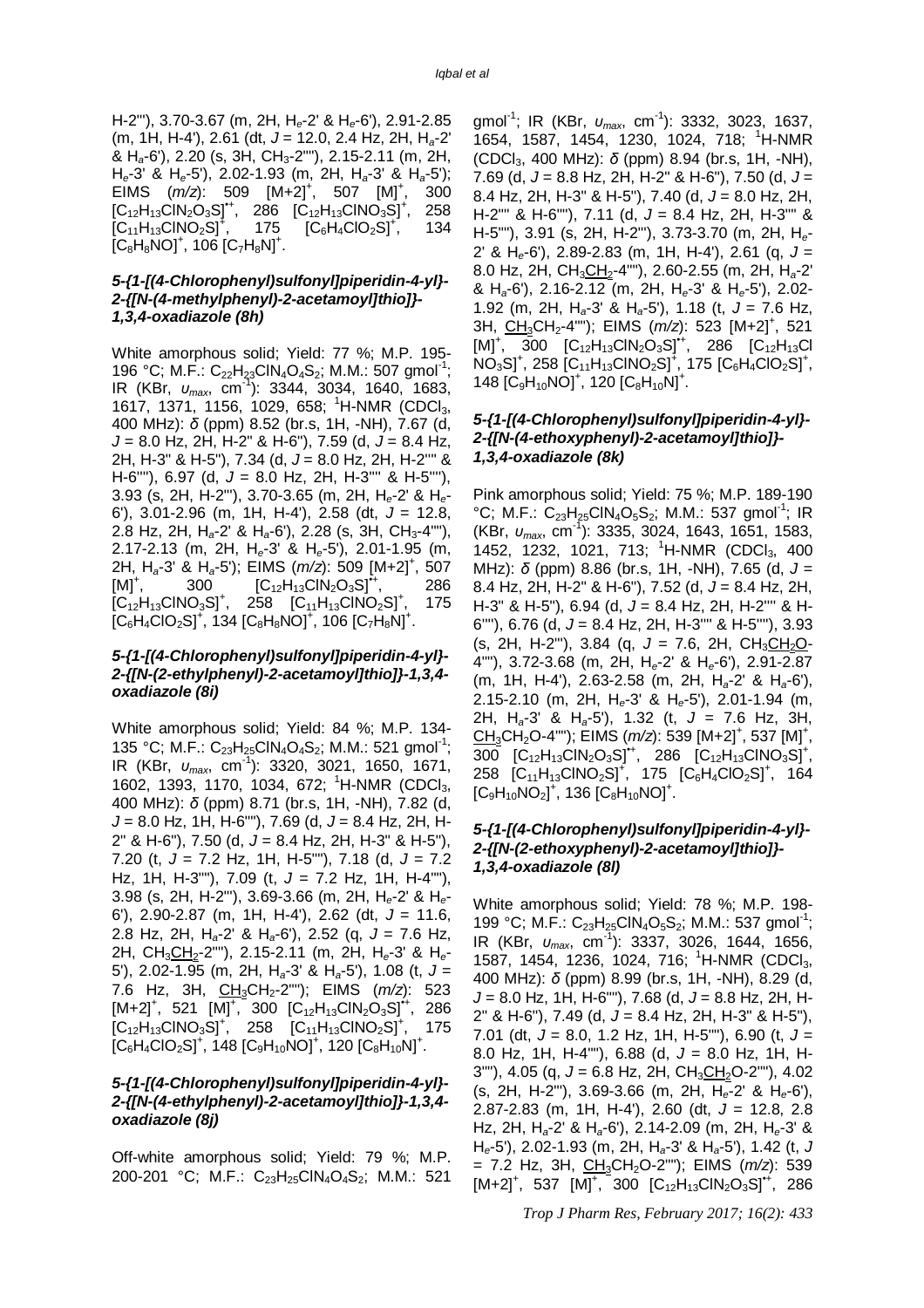H-2'''), 3.70-3.67 (m, 2H, $H_e$-2' & $H_e$-6'), 2.91-2.85 (m, 1H, H-4'), 2.61 (dt, *J* = 12.0, 2.4 Hz, 2H, $H_a$-2' & $H_a$-6'), 2.20 (s, 3H, $CH_3$-2''''), 2.15-2.11 (m, 2H, $H_e$-3' & $H_e$-5'), 2.02-1.93 (m, 2H, $H_a$-3' & $H_a$-5'); EIMS (*m/z*): 509 $[M+2]^+$, 507 $[M]^+$, 300 $[C_{12}H_{13}ClN_2O_3S]^{+\bullet}$, 286 $[C_{12}H_{13}ClNO_3S]^+$, 258 $[C_{11}H_{13}ClNO_2S]^+$, 175 $[C_6H_4ClO_2S]^+$, 134 $[C_8H_8NO]^+$, 106 $[C_7H_8N]^+$.

### *5-{1-[(4-Chlorophenyl)sulfonyl]piperidin-4-yl}-2-{[N-(4-methylphenyl)-2-acetamoyl]thio]}-1,3,4-oxadiazole (8h)*

White amorphous solid; Yield: 77 %; M.P. 195-196 °C; M.F.: $C_{22}H_{23}ClN_4O_4S_2$; M.M.: 507 $gmol^{-1}$; IR (KBr, $\upsilon_{max}$, $cm^{-1}$): 3344, 3034, 1640, 1683, 1617, 1371, 1156, 1029, 658; $^1$H-NMR ($CDCl_3$, 400 MHz): δ (ppm) 8.52 (br.s, 1H, -NH), 7.67 (d, *J* = 8.0 Hz, 2H, H-2'' & H-6''), 7.59 (d, *J* = 8.4 Hz, 2H, H-3'' & H-5''), 7.34 (d, *J* = 8.0 Hz, 2H, H-2'''' & H-6''''), 6.97 (d, *J* = 8.0 Hz, 2H, H-3'''' & H-5''''), 3.93 (s, 2H, H-2'''), 3.70-3.65 (m, 2H, $H_e$-2' & $H_e$-6'), 3.01-2.96 (m, 1H, H-4'), 2.58 (dt, *J* = 12.8, 2.8 Hz, 2H, $H_a$-2' & $H_a$-6'), 2.28 (s, 3H, $CH_3$-4''''), 2.17-2.13 (m, 2H, $H_e$-3' & $H_e$-5'), 2.01-1.95 (m, 2H, $H_a$-3' & $H_a$-5'); EIMS (*m/z*): 509 $[M+2]^+$, 507 $[M]^+$, 300 $[C_{12}H_{13}ClN_2O_3S]^{+\bullet}$, 286 $[C_{12}H_{13}ClNO_3S]^+$, 258 $[C_{11}H_{13}ClNO_2S]^+$, 175 $[C_6H_4ClO_2S]^+$, 134 $[C_8H_8NO]^+$, 106 $[C_7H_8N]^+$.

### *5-{1-[(4-Chlorophenyl)sulfonyl]piperidin-4-yl}-2-{[N-(2-ethylphenyl)-2-acetamoyl]thio]}-1,3,4-oxadiazole (8i)*

White amorphous solid; Yield: 84 %; M.P. 134-135 °C; M.F.: $C_{23}H_{25}ClN_4O_4S_2$; M.M.: 521 $gmol^{-1}$; IR (KBr, $\upsilon_{max}$, $cm^{-1}$): 3320, 3021, 1650, 1671, 1602, 1393, 1170, 1034, 672; $^1$H-NMR ($CDCl_3$, 400 MHz): δ (ppm) 8.71 (br.s, 1H, -NH), 7.82 (d, *J* = 8.0 Hz, 1H, H-6''''), 7.69 (d, *J* = 8.4 Hz, 2H, H-2'' & H-6''), 7.50 (d, *J* = 8.4 Hz, 2H, H-3'' & H-5''), 7.20 (t, *J* = 7.2 Hz, 1H, H-5''''), 7.18 (d, *J* = 7.2 Hz, 1H, H-3''''), 7.09 (t, *J* = 7.2 Hz, 1H, H-4''''), 3.98 (s, 2H, H-2'''), 3.69-3.66 (m, 2H, $H_e$-2' & $H_e$-6'), 2.90-2.87 (m, 1H, H-4'), 2.62 (dt, *J* = 11.6, 2.8 Hz, 2H, $H_a$-2' & $H_a$-6'), 2.52 (q, *J* = 7.6 Hz, 2H, $CH_3\underline{CH_2}$-2''''), 2.15-2.11 (m, 2H, $H_e$-3' & $H_e$-5'), 2.02-1.95 (m, 2H, $H_a$-3' & $H_a$-5'), 1.08 (t, *J* = 7.6 Hz, 3H, $\underline{CH_3}CH_2$-2''''); EIMS (*m/z*): 523 $[M+2]^+$, 521 $[M]^+$, 300 $[C_{12}H_{13}ClN_2O_3S]^{+\bullet}$, 286 $[C_{12}H_{13}ClNO_3S]^+$, 258 $[C_{11}H_{13}ClNO_2S]^+$, 175 $[C_6H_4ClO_2S]^+$, 148 $[C_9H_{10}NO]^+$, 120 $[C_8H_{10}N]^+$.

### *5-{1-[(4-Chlorophenyl)sulfonyl]piperidin-4-yl}-2-{[N-(4-ethylphenyl)-2-acetamoyl]thio]}-1,3,4-oxadiazole (8j)*

Off-white amorphous solid; Yield: 79 %; M.P. 200-201 °C; M.F.: $C_{23}H_{25}ClN_4O_4S_2$; M.M.: 521 $gmol^{-1}$; IR (KBr, $\upsilon_{max}$, $cm^{-1}$): 3332, 3023, 1637, 1654, 1587, 1454, 1230, 1024, 718; $^1$H-NMR ($CDCl_3$, 400 MHz): δ (ppm) 8.94 (br.s, 1H, -NH), 7.69 (d, *J* = 8.8 Hz, 2H, H-2'' & H-6''), 7.50 (d, *J* = 8.4 Hz, 2H, H-3'' & H-5''), 7.40 (d, *J* = 8.0 Hz, 2H, H-2'''' & H-6''''), 7.11 (d, *J* = 8.4 Hz, 2H, H-3'''' & H-5''''), 3.91 (s, 2H, H-2'''), 3.73-3.70 (m, 2H, $H_e$-2' & $H_e$-6'), 2.89-2.83 (m, 1H, H-4'), 2.61 (q, *J* = 8.0 Hz, 2H, $CH_3\underline{CH_2}$-4''''), 2.60-2.55 (m, 2H, $H_a$-2' & $H_a$-6'), 2.16-2.12 (m, 2H, $H_e$-3' & $H_e$-5'), 2.02-1.92 (m, 2H, $H_a$-3' & $H_a$-5'), 1.18 (t, *J* = 7.6 Hz, 3H, $\underline{CH_3}CH_2$-4''''); EIMS (*m/z*): 523 $[M+2]^+$, 521 $[M]^+$, 300 $[C_{12}H_{13}ClN_2O_3S]^{+\bullet}$, 286 $[C_{12}H_{13}ClNO_3S]^+$, 258 $[C_{11}H_{13}ClNO_2S]^+$, 175 $[C_6H_4ClO_2S]^+$, 148 $[C_9H_{10}NO]^+$, 120 $[C_8H_{10}N]^+$.

### *5-{1-[(4-Chlorophenyl)sulfonyl]piperidin-4-yl}-2-{[N-(4-ethoxyphenyl)-2-acetamoyl]thio]}-1,3,4-oxadiazole (8k)*

Pink amorphous solid; Yield: 75 %; M.P. 189-190 °C; M.F.: $C_{23}H_{25}ClN_4O_5S_2$; M.M.: 537 $gmol^{-1}$; IR (KBr, $\upsilon_{max}$, $cm^{-1}$): 3335, 3024, 1643, 1651, 1583, 1452, 1232, 1021, 713; $^1$H-NMR ($CDCl_3$, 400 MHz): δ (ppm) 8.86 (br.s, 1H, -NH), 7.65 (d, *J* = 8.4 Hz, 2H, H-2'' & H-6''), 7.52 (d, *J* = 8.4 Hz, 2H, H-3'' & H-5''), 6.94 (d, *J* = 8.4 Hz, 2H, H-2'''' & H-6''''), 6.76 (d, *J* = 8.4 Hz, 2H, H-3'''' & H-5''''), 3.93 (s, 2H, H-2'''), 3.84 (q, *J* = 7.6, 2H, $CH_3\underline{CH_2}O$-4''''), 3.72-3.68 (m, 2H, $H_e$-2' & $H_e$-6'), 2.91-2.87 (m, 1H, H-4'), 2.63-2.58 (m, 2H, $H_a$-2' & $H_a$-6'), 2.15-2.10 (m, 2H, $H_e$-3' & $H_e$-5'), 2.01-1.94 (m, 2H, $H_a$-3' & $H_a$-5'), 1.32 (t, *J* = 7.6 Hz, 3H, $\underline{CH_3}CH_2O$-4''''); EIMS (*m/z*): 539 $[M+2]^+$, 537 $[M]^+$, 300 $[C_{12}H_{13}ClN_2O_3S]^{+\bullet}$, 286 $[C_{12}H_{13}ClNO_3S]^+$, 258 $[C_{11}H_{13}ClNO_2S]^+$, 175 $[C_6H_4ClO_2S]^+$, 164 $[C_9H_{10}NO_2]^+$, 136 $[C_8H_{10}NO]^+$.

### *5-{1-[(4-Chlorophenyl)sulfonyl]piperidin-4-yl}-2-{[N-(2-ethoxyphenyl)-2-acetamoyl]thio]}-1,3,4-oxadiazole (8l)*

White amorphous solid; Yield: 78 %; M.P. 198-199 °C; M.F.: $C_{23}H_{25}ClN_4O_5S_2$; M.M.: 537 $gmol^{-1}$; IR (KBr, $\upsilon_{max}$, $cm^{-1}$): 3337, 3026, 1644, 1656, 1587, 1454, 1236, 1024, 716; $^1$H-NMR ($CDCl_3$, 400 MHz): δ (ppm) 8.99 (br.s, 1H, -NH), 8.29 (d, *J* = 8.0 Hz, 1H, H-6''''), 7.68 (d, *J* = 8.8 Hz, 2H, H-2'' & H-6''), 7.49 (d, *J* = 8.4 Hz, 2H, H-3'' & H-5''), 7.01 (dt, *J* = 8.0, 1.2 Hz, 1H, H-5''''), 6.90 (t, *J* = 8.0 Hz, 1H, H-4''''), 6.88 (d, *J* = 8.0 Hz, 1H, H-3''''), 4.05 (q, *J* = 6.8 Hz, 2H, $CH_3\underline{CH_2}O$-2''''), 4.02 (s, 2H, H-2'''), 3.69-3.66 (m, 2H, $H_e$-2' & $H_e$-6'), 2.87-2.83 (m, 1H, H-4'), 2.60 (dt, *J* = 12.8, 2.8 Hz, 2H, $H_a$-2' & $H_a$-6'), 2.14-2.09 (m, 2H, $H_e$-3' & $H_e$-5'), 2.02-1.93 (m, 2H, $H_a$-3' & $H_a$-5'), 1.42 (t, *J* = 7.2 Hz, 3H, $\underline{CH_3}CH_2O$-2''''); EIMS (*m/z*): 539 $[M+2]^+$, 537 $[M]^+$, 300 $[C_{12}H_{13}ClN_2O_3S]^{+\bullet}$, 286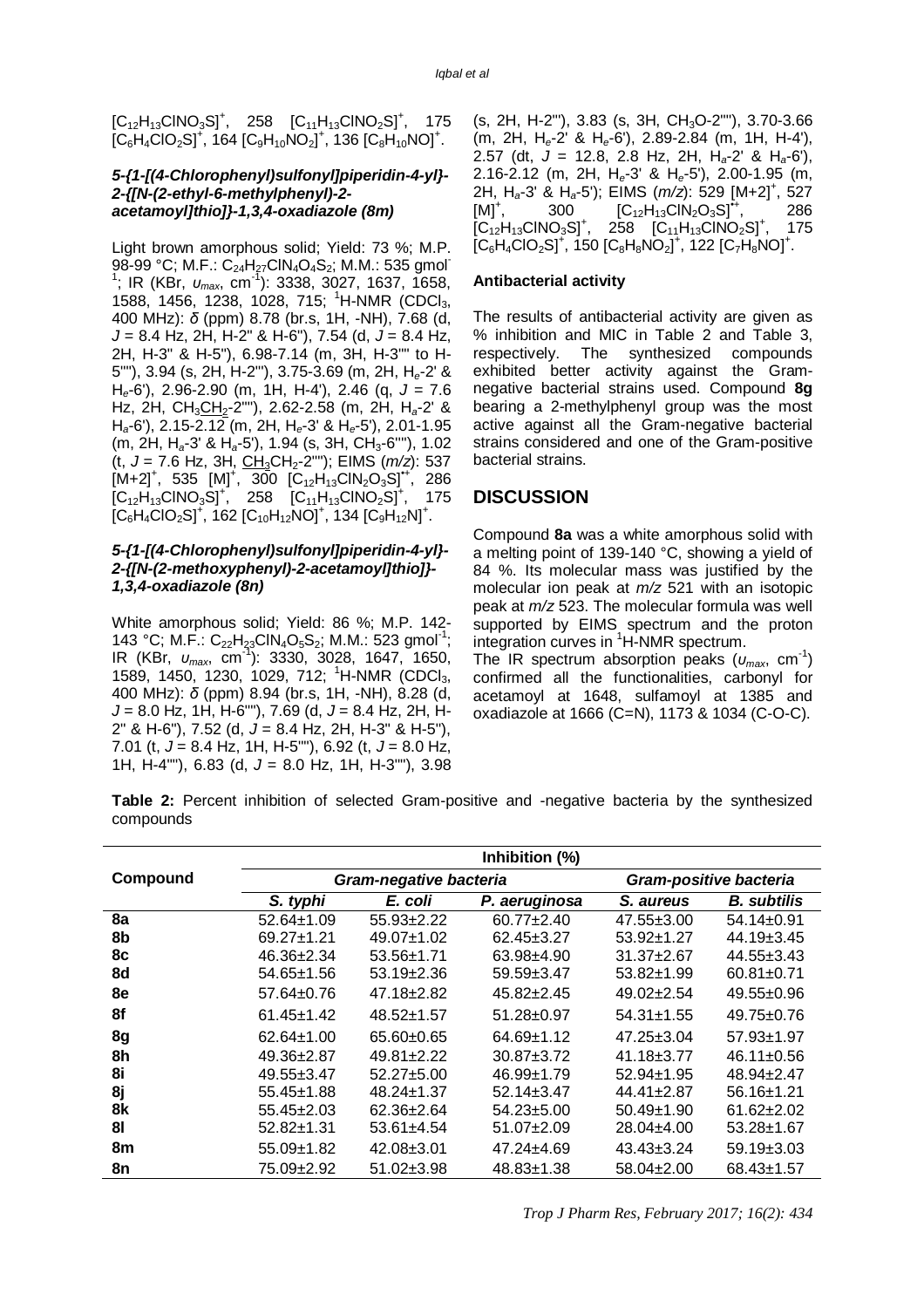$[C_{12}H_{13}ClNO_3S]^+$, 258 $[C_{11}H_{13}ClNO_2S]^+$, 175 $[C_6H_4ClO_2S]^+$, 164 $[C_9H_{10}NO_2]^+$, 136 $[C_8H_{10}NO]^+$.

#### *5-{1-[(4-Chlorophenyl)sulfonyl]piperidin-4-yl}-2-{[N-(2-ethyl-6-methylphenyl)-2-acetamoyl]thio]}-1,3,4-oxadiazole (8m)*

Light brown amorphous solid; Yield: 73 %; M.P. 98-99 °C; M.F.: $C_{24}H_{27}ClN_4O_4S_2$; M.M.: 535 gmol$^{-1}$; IR (KBr, $\upsilon_{max}$, cm$^{-1}$): 3338, 3027, 1637, 1658, 1588, 1456, 1238, 1028, 715; $^1$H-NMR ($CDCl_3$, 400 MHz): *δ* (ppm) 8.78 (br.s, 1H, -NH), 7.68 (d, *J* = 8.4 Hz, 2H, H-2'' & H-6''), 7.54 (d, *J* = 8.4 Hz, 2H, H-3'' & H-5''), 6.98-7.14 (m, 3H, H-3'''' to H-5''''), 3.94 (s, 2H, H-2'''), 3.75-3.69 (m, 2H, $H_e$-2' & $H_e$-6'), 2.96-2.90 (m, 1H, H-4'), 2.46 (q, *J* = 7.6 Hz, 2H, $CH_3\underline{CH_2}$-2''''), 2.62-2.58 (m, 2H, $H_a$-2' & $H_a$-6'), 2.15-2.12 (m, 2H, $H_e$-3' & $H_e$-5'), 2.01-1.95 (m, 2H, $H_a$-3' & $H_a$-5'), 1.94 (s, 3H, $CH_3$-6''''), 1.02 (t, *J* = 7.6 Hz, 3H, $\underline{CH_3}CH_2$-2''''); EIMS (*m/z*): 537 $[M+2]^+$, 535 $[M]^+$, 300 $[C_{12}H_{13}ClN_2O_3S]^{+\cdot}$, 286 $[C_{12}H_{13}ClNO_3S]^+$, 258 $[C_{11}H_{13}ClNO_2S]^+$, 175 $[C_6H_4ClO_2S]^+$, 162 $[C_{10}H_{12}NO]^+$, 134 $[C_9H_{12}N]^+$.

#### *5-{1-[(4-Chlorophenyl)sulfonyl]piperidin-4-yl}-2-{[N-(2-methoxyphenyl)-2-acetamoyl]thio]}-1,3,4-oxadiazole (8n)*

White amorphous solid; Yield: 86 %; M.P. 142-143 °C; M.F.: $C_{22}H_{23}ClN_4O_5S_2$; M.M.: 523 gmol$^{-1}$; IR (KBr, $\upsilon_{max}$, cm$^{-1}$): 3330, 3028, 1647, 1650, 1589, 1450, 1230, 1029, 712; $^1$H-NMR ($CDCl_3$, 400 MHz): *δ* (ppm) 8.94 (br.s, 1H, -NH), 8.28 (d, *J* = 8.0 Hz, 1H, H-6''''), 7.69 (d, *J* = 8.4 Hz, 2H, H-2'' & H-6''), 7.52 (d, *J* = 8.4 Hz, 2H, H-3'' & H-5''), 7.01 (t, *J* = 8.4 Hz, 1H, H-5''''), 6.92 (t, *J* = 8.0 Hz, 1H, H-4''''), 6.83 (d, *J* = 8.0 Hz, 1H, H-3''''), 3.98 (s, 2H, H-2'''), 3.83 (s, 3H, $CH_3O$-2''''), 3.70-3.66 (m, 2H, $H_e$-2' & $H_e$-6'), 2.89-2.84 (m, 1H, H-4'), 2.57 (dt, *J* = 12.8, 2.8 Hz, 2H, $H_a$-2' & $H_a$-6'), 2.16-2.12 (m, 2H, $H_e$-3' & $H_e$-5'), 2.00-1.95 (m, 2H, $H_a$-3' & $H_a$-5'); EIMS (*m/z*): 529 $[M+2]^+$, 527 $[M]^+$, 300 $[C_{12}H_{13}ClN_2O_3S]^{+\cdot}$, 286 $[C_{12}H_{13}ClNO_3S]^+$, 258 $[C_{11}H_{13}ClNO_2S]^+$, 175 $[C_6H_4ClO_2S]^+$, 150 $[C_8H_8NO_2]^+$, 122 $[C_7H_8NO]^+$.

#### Antibacterial activity

The results of antibacterial activity are given as % inhibition and MIC in Table 2 and Table 3, respectively. The synthesized compounds exhibited better activity against the Gram-negative bacterial strains used. Compound **8g** bearing a 2-methylphenyl group was the most active against all the Gram-negative bacterial strains considered and one of the Gram-positive bacterial strains.

## DISCUSSION

Compound **8a** was a white amorphous solid with a melting point of 139-140 °C, showing a yield of 84 %. Its molecular mass was justified by the molecular ion peak at *m/z* 521 with an isotopic peak at *m/z* 523. The molecular formula was well supported by EIMS spectrum and the proton integration curves in $^1$H-NMR spectrum.

The IR spectrum absorption peaks ($\upsilon_{max}$, cm$^{-1}$) confirmed all the functionalities, carbonyl for acetamoyl at 1648, sulfamoyl at 1385 and oxadiazole at 1666 (C=N), 1173 & 1034 (C-O-C).

**Table 2:** Percent inhibition of selected Gram-positive and -negative bacteria by the synthesized compounds

| Compound | Inhibition (%) | | | | |
|---|---|---|---|---|---|
| | *Gram-negative bacteria* | | | *Gram-positive bacteria* | |
| | *S. typhi* | *E. coli* | *P. aeruginosa* | *S. aureus* | *B. subtilis* |
| **8a** | 52.64±1.09 | 55.93±2.22 | 60.77±2.40 | 47.55±3.00 | 54.14±0.91 |
| **8b** | 69.27±1.21 | 49.07±1.02 | 62.45±3.27 | 53.92±1.27 | 44.19±3.45 |
| **8c** | 46.36±2.34 | 53.56±1.71 | 63.98±4.90 | 31.37±2.67 | 44.55±3.43 |
| **8d** | 54.65±1.56 | 53.19±2.36 | 59.59±3.47 | 53.82±1.99 | 60.81±0.71 |
| **8e** | 57.64±0.76 | 47.18±2.82 | 45.82±2.45 | 49.02±2.54 | 49.55±0.96 |
| **8f** | 61.45±1.42 | 48.52±1.57 | 51.28±0.97 | 54.31±1.55 | 49.75±0.76 |
| **8g** | 62.64±1.00 | 65.60±0.65 | 64.69±1.12 | 47.25±3.04 | 57.93±1.97 |
| **8h** | 49.36±2.87 | 49.81±2.22 | 30.87±3.72 | 41.18±3.77 | 46.11±0.56 |
| **8i** | 49.55±3.47 | 52.27±5.00 | 46.99±1.79 | 52.94±1.95 | 48.94±2.47 |
| **8j** | 55.45±1.88 | 48.24±1.37 | 52.14±3.47 | 44.41±2.87 | 56.16±1.21 |
| **8k** | 55.45±2.03 | 62.36±2.64 | 54.23±5.00 | 50.49±1.90 | 61.62±2.02 |
| **8l** | 52.82±1.31 | 53.61±4.54 | 51.07±2.09 | 28.04±4.00 | 53.28±1.67 |
| **8m** | 55.09±1.82 | 42.08±3.01 | 47.24±4.69 | 43.43±3.24 | 59.19±3.03 |
| **8n** | 75.09±2.92 | 51.02±3.98 | 48.83±1.38 | 58.04±2.00 | 68.43±1.57 |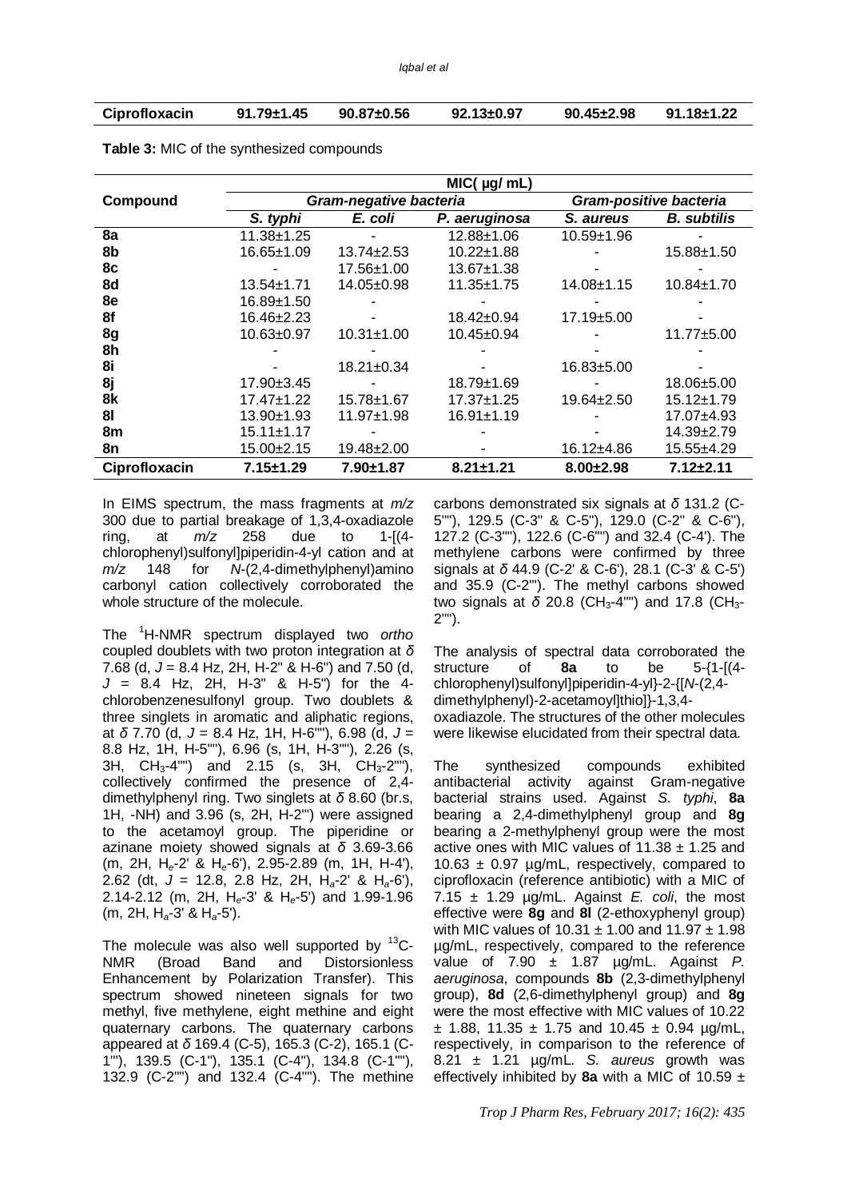| Ciprofloxacin | 91.79±1.45 | 90.87±0.56 | 92.13±0.97 | 90.45±2.98 | 91.18±1.22 |
|---|---|---|---|---|---|

**Table 3:** MIC of the synthesized compounds

| Compound | MIC( µg/ mL) | | | | |
|---|---|---|---|---|---|
| | *Gram-negative bacteria* | | | *Gram-positive bacteria* | |
| | *S. typhi* | *E. coli* | *P. aeruginosa* | *S. aureus* | *B. subtilis* |
| **8a** | 11.38±1.25 | - | 12.88±1.06 | 10.59±1.96 | - |
| **8b** | 16.65±1.09 | 13.74±2.53 | 10.22±1.88 | - | 15.88±1.50 |
| **8c** | - | 17.56±1.00 | 13.67±1.38 | - | - |
| **8d** | 13.54±1.71 | 14.05±0.98 | 11.35±1.75 | 14.08±1.15 | 10.84±1.70 |
| **8e** | 16.89±1.50 | - | - | - | - |
| **8f** | 16.46±2.23 | - | 18.42±0.94 | 17.19±5.00 | - |
| **8g** | 10.63±0.97 | 10.31±1.00 | 10.45±0.94 | - | 11.77±5.00 |
| **8h** | - | - | - | - | - |
| **8i** | - | 18.21±0.34 | - | 16.83±5.00 | - |
| **8j** | 17.90±3.45 | - | 18.79±1.69 | - | 18.06±5.00 |
| **8k** | 17.47±1.22 | 15.78±1.67 | 17.37±1.25 | 19.64±2.50 | 15.12±1.79 |
| **8l** | 13.90±1.93 | 11.97±1.98 | 16.91±1.19 | - | 17.07±4.93 |
| **8m** | 15.11±1.17 | - | - | - | 14.39±2.79 |
| **8n** | 15.00±2.15 | 19.48±2.00 | - | 16.12±4.86 | 15.55±4.29 |
| **Ciprofloxacin** | **7.15±1.29** | **7.90±1.87** | **8.21±1.21** | **8.00±2.98** | **7.12±2.11** |

In EIMS spectrum, the mass fragments at *m/z* 300 due to partial breakage of 1,3,4-oxadiazole ring, at *m/z* 258 due to 1-[(4-chlorophenyl)sulfonyl]piperidin-4-yl cation and at *m/z* 148 for *N*-(2,4-dimethylphenyl)amino carbonyl cation collectively corroborated the whole structure of the molecule.

The $^{1}$H-NMR spectrum displayed two *ortho* coupled doublets with two proton integration at *δ* 7.68 (d, *J* = 8.4 Hz, 2H, H-2" & H-6") and 7.50 (d, *J* = 8.4 Hz, 2H, H-3" & H-5") for the 4-chlorobenzenesulfonyl group. Two doublets & three singlets in aromatic and aliphatic regions, at *δ* 7.70 (d, *J* = 8.4 Hz, 1H, H-6""), 6.98 (d, *J* = 8.8 Hz, 1H, H-5""), 6.96 (s, 1H, H-3""), 2.26 (s, 3H, $CH_3$-4"") and 2.15 (s, 3H, $CH_3$-2""), collectively confirmed the presence of 2,4-dimethylphenyl ring. Two singlets at *δ* 8.60 (br.s, 1H, -NH) and 3.96 (s, 2H, H-2"') were assigned to the acetamoyl group. The piperidine or azinane moiety showed signals at *δ* 3.69-3.66 (m, 2H, $H_e$-2' & $H_e$-6'), 2.95-2.89 (m, 1H, H-4'), 2.62 (dt, *J* = 12.8, 2.8 Hz, 2H, $H_a$-2' & $H_a$-6'), 2.14-2.12 (m, 2H, $H_e$-3' & $H_e$-5') and 1.99-1.96 (m, 2H, $H_a$-3' & $H_a$-5').

The molecule was also well supported by $^{13}$C-NMR (Broad Band and Distorsionless Enhancement by Polarization Transfer). This spectrum showed nineteen signals for two methyl, five methylene, eight methine and eight quaternary carbons. The quaternary carbons appeared at *δ* 169.4 (C-5), 165.3 (C-2), 165.1 (C-1"'), 139.5 (C-1"), 135.1 (C-4"), 134.8 (C-1""), 132.9 (C-2"") and 132.4 (C-4""). The methine carbons demonstrated six signals at *δ* 131.2 (C-5""), 129.5 (C-3" & C-5"), 129.0 (C-2" & C-6"), 127.2 (C-3""), 122.6 (C-6"") and 32.4 (C-4'). The methylene carbons were confirmed by three signals at *δ* 44.9 (C-2' & C-6'), 28.1 (C-3' & C-5') and 35.9 (C-2"'). The methyl carbons showed two signals at *δ* 20.8 ($CH_3$-4"") and 17.8 ($CH_3$-2"").

The analysis of spectral data corroborated the structure of **8a** to be 5-{1-[(4-chlorophenyl)sulfonyl]piperidin-4-yl}-2-{[*N*-(2,4-dimethylphenyl)-2-acetamoyl]thio]}-1,3,4-oxadiazole. The structures of the other molecules were likewise elucidated from their spectral data.

The synthesized compounds exhibited antibacterial activity against Gram-negative bacterial strains used. Against *S. typhi*, **8a** bearing a 2,4-dimethylphenyl group and **8g** bearing a 2-methylphenyl group were the most active ones with MIC values of 11.38 ± 1.25 and 10.63 ± 0.97 µg/mL, respectively, compared to ciprofloxacin (reference antibiotic) with a MIC of 7.15 ± 1.29 µg/mL. Against *E. coli*, the most effective were **8g** and **8l** (2-ethoxyphenyl group) with MIC values of 10.31 ± 1.00 and 11.97 ± 1.98 µg/mL, respectively, compared to the reference value of 7.90 ± 1.87 µg/mL. Against *P. aeruginosa*, compounds **8b** (2,3-dimethylphenyl group), **8d** (2,6-dimethylphenyl group) and **8g** were the most effective with MIC values of 10.22 ± 1.88, 11.35 ± 1.75 and 10.45 ± 0.94 µg/mL, respectively, in comparison to the reference of 8.21 ± 1.21 µg/mL. *S. aureus* growth was effectively inhibited by **8a** with a MIC of 10.59 ±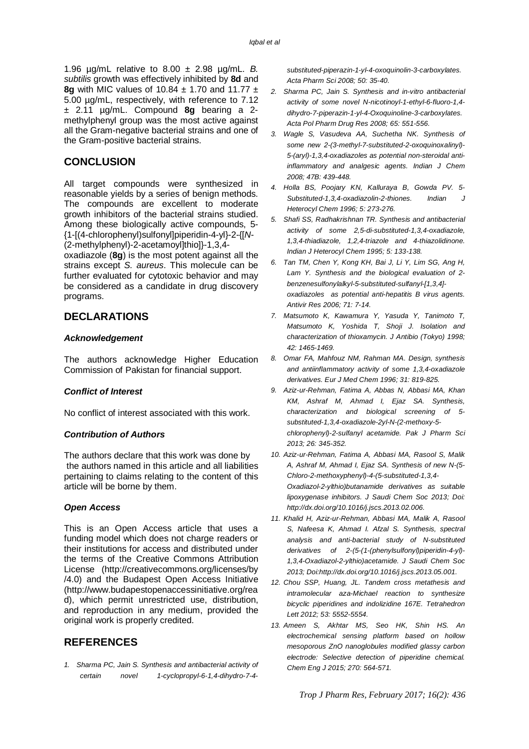1.96 µg/mL relative to 8.00 ± 2.98 µg/mL. *B. subtilis* growth was effectively inhibited by **8d** and **8g** with MIC values of 10.84 ± 1.70 and 11.77 ± 5.00 µg/mL, respectively, with reference to 7.12 ± 2.11 µg/mL. Compound **8g** bearing a 2-methylphenyl group was the most active against all the Gram-negative bacterial strains and one of the Gram-positive bacterial strains.

## CONCLUSION

All target compounds were synthesized in reasonable yields by a series of benign methods. The compounds are excellent to moderate growth inhibitors of the bacterial strains studied. Among these biologically active compounds, 5-{1-[(4-chlorophenyl)sulfonyl]piperidin-4-yl}-2-{[*N*-(2-methylphenyl)-2-acetamoyl]thio]}-1,3,4-oxadiazole (**8g**) is the most potent against all the strains except *S. aureus*. This molecule can be further evaluated for cytotoxic behavior and may be considered as a candidate in drug discovery programs.

## DECLARATIONS

### *Acknowledgement*

The authors acknowledge Higher Education Commission of Pakistan for financial support.

### *Conflict of Interest*

No conflict of interest associated with this work.

### *Contribution of Authors*

The authors declare that this work was done by the authors named in this article and all liabilities pertaining to claims relating to the content of this article will be borne by them.

### *Open Access*

This is an Open Access article that uses a funding model which does not charge readers or their institutions for access and distributed under the terms of the Creative Commons Attribution License (http://creativecommons.org/licenses/by/4.0) and the Budapest Open Access Initiative (http://www.budapestopenaccessinitiative.org/read), which permit unrestricted use, distribution, and reproduction in any medium, provided the original work is properly credited.

## REFERENCES

1. *Sharma PC, Jain S. Synthesis and antibacterial activity of certain novel 1-cyclopropyl-6-1,4-dihydro-7-4-substituted-piperazin-1-yl-4-oxoquinolin-3-carboxylates. Acta Pharm Sci 2008; 50: 35-40.*
2. *Sharma PC, Jain S. Synthesis and in-vitro antibacterial activity of some novel N-nicotinoyl-1-ethyl-6-fluoro-1,4-dihydro-7-piperazin-1-yl-4-Oxoquinoline-3-carboxylates. Acta Pol Pharm Drug Res 2008; 65: 551-556.*
3. *Wagle S, Vasudeva AA, Suchetha NK. Synthesis of some new 2-(3-methyl-7-substituted-2-oxoquinoxalinyl)-5-(aryl)-1,3,4-oxadiazoles as potential non-steroidal anti-inflammatory and analgesic agents. Indian J Chem 2008; 47B: 439-448.*
4. *Holla BS, Poojary KN, Kalluraya B, Gowda PV. 5-Substituted-1,3,4-oxadiazolin-2-thiones. Indian J Heterocyl Chem 1996; 5: 273-276.*
5. *Shafi SS, Radhakrishnan TR. Synthesis and antibacterial activity of some 2,5-di-substituted-1,3,4-oxadiazole, 1,3,4-thiadiazole, 1,2,4-triazole and 4-thiazolidinone. Indian J Heterocyl Chem 1995; 5: 133-138.*
6. *Tan TM, Chen Y, Kong KH, Bai J, Li Y, Lim SG, Ang H, Lam Y. Synthesis and the biological evaluation of 2-benzenesulfonylalkyl-5-substituted-sulfanyl-[1,3,4]-oxadiazoles as potential anti-hepatitis B virus agents. Antivir Res 2006; 71: 7-14.*
7. *Matsumoto K, Kawamura Y, Yasuda Y, Tanimoto T, Matsumoto K, Yoshida T, Shoji J. Isolation and characterization of thioxamycin. J Antibio (Tokyo) 1998; 42: 1465-1469.*
8. *Omar FA, Mahfouz NM, Rahman MA. Design, synthesis and antiinflammatory activity of some 1,3,4-oxadiazole derivatives. Eur J Med Chem 1996; 31: 819-825.*
9. *Aziz-ur-Rehman, Fatima A, Abbas N, Abbasi MA, Khan KM, Ashraf M, Ahmad I, Ejaz SA. Synthesis, characterization and biological screening of 5-substituted-1,3,4-oxadiazole-2yl-N-(2-methoxy-5-chlorophenyl)-2-sulfanyl acetamide. Pak J Pharm Sci 2013; 26: 345-352.*
10. *Aziz-ur-Rehman, Fatima A, Abbasi MA, Rasool S, Malik A, Ashraf M, Ahmad I, Ejaz SA. Synthesis of new N-(5-Chloro-2-methoxyphenyl)-4-(5-substituted-1,3,4-Oxadiazol-2-ylthio)butanamide derivatives as suitable lipoxygenase inhibitors. J Saudi Chem Soc 2013; Doi: http://dx.doi.org/10.1016/j.jscs.2013.02.006.*
11. *Khalid H, Aziz-ur-Rehman, Abbasi MA, Malik A, Rasool S, Nafeesa K, Ahmad I. Afzal S. Synthesis, spectral analysis and anti-bacterial study of N-substituted derivatives of 2-(5-(1-(phenylsulfonyl)piperidin-4-yl)-1,3,4-Oxadiazol-2-ylthio)acetamide. J Saudi Chem Soc 2013; Doi:http://dx.doi.org/10.1016/j.jscs.2013.05.001.*
12. *Chou SSP, Huang, JL. Tandem cross metathesis and intramolecular aza-Michael reaction to synthesize bicyclic piperidines and indolizidine 167E. Tetrahedron Lett 2012; 53: 5552-5554.*
13. *Ameen S, Akhtar MS, Seo HK, Shin HS. An electrochemical sensing platform based on hollow mesoporous ZnO nanoglobules modified glassy carbon electrode: Selective detection of piperidine chemical. Chem Eng J 2015; 270: 564-571.*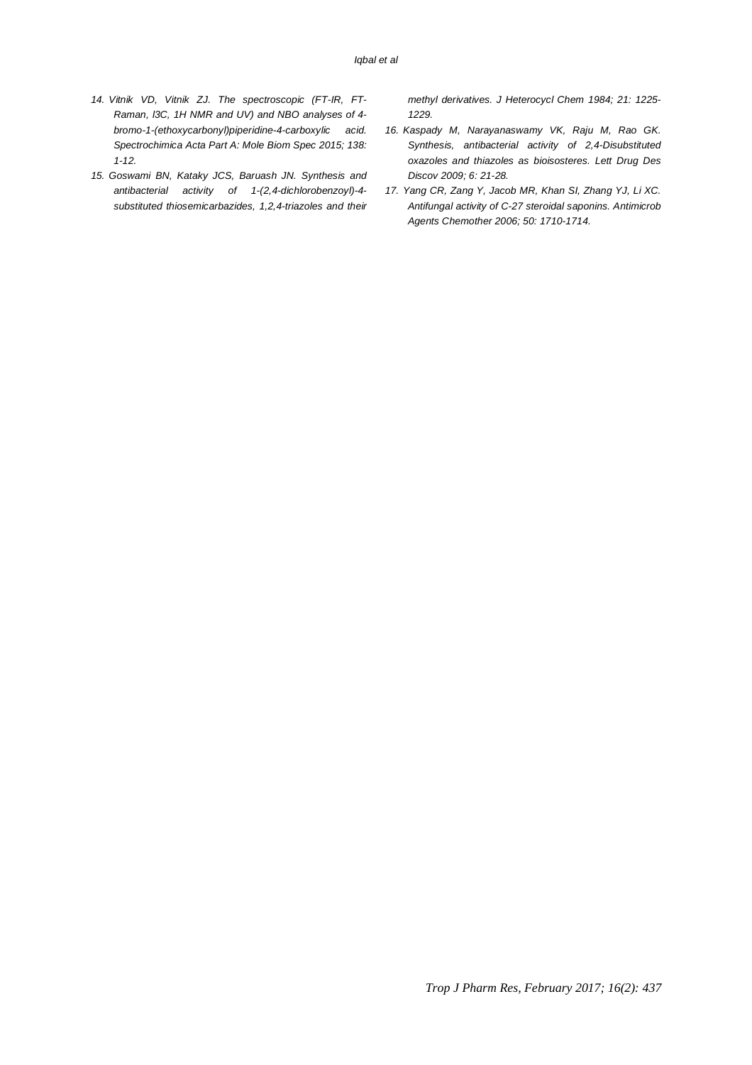14. Vitnik VD, Vitnik ZJ. The spectroscopic (FT-IR, FT-Raman, l3C, 1H NMR and UV) and NBO analyses of 4-bromo-1-(ethoxycarbonyl)piperidine-4-carboxylic acid. Spectrochimica Acta Part A: Mole Biom Spec 2015; 138: 1-12.
15. Goswami BN, Kataky JCS, Baruash JN. Synthesis and antibacterial activity of 1-(2,4-dichlorobenzoyl)-4-substituted thiosemicarbazides, 1,2,4-triazoles and their methyl derivatives. J Heterocycl Chem 1984; 21: 1225-1229.
16. Kaspady M, Narayanaswamy VK, Raju M, Rao GK. Synthesis, antibacterial activity of 2,4-Disubstituted oxazoles and thiazoles as bioisosteres. Lett Drug Des Discov 2009; 6: 21-28.
17. Yang CR, Zang Y, Jacob MR, Khan SI, Zhang YJ, Li XC. Antifungal activity of C-27 steroidal saponins. Antimicrob Agents Chemother 2006; 50: 1710-1714.